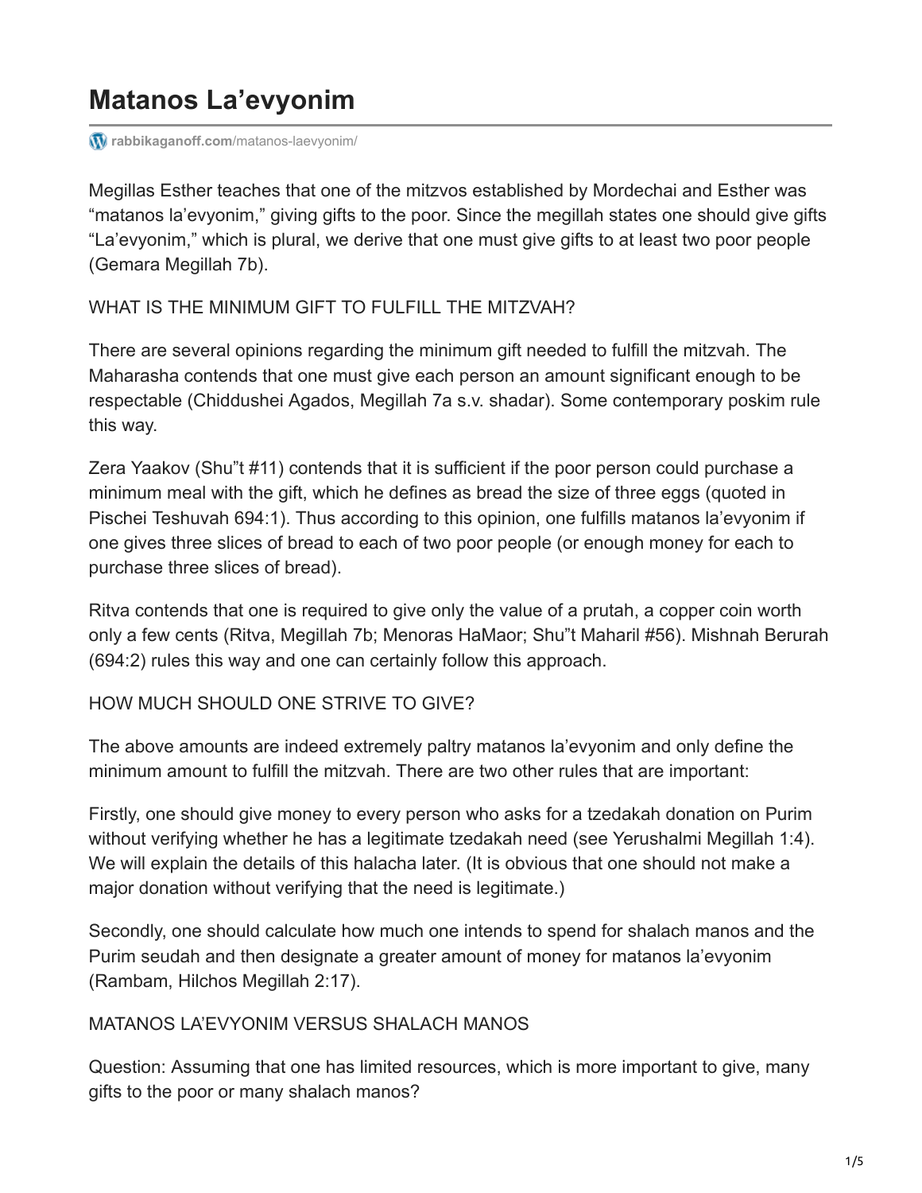# Matanos La'evyonim

rabbikaganoff.com/matanos-laevyonim/

Megillas Esther teaches that one of the mitzvos established by Mordechai and Esther was "matanos la'evyonim," giving gifts to the poor. Since the megillah states one should give gifts "La'evyonim," which is plural, we derive that one must give gifts to at least two poor people (Gemara Megillah 7b).

## WHAT IS THE MINIMUM GIFT TO FULFILL THE MITZVAH?

There are several opinions regarding the minimum gift needed to fulfill the mitzvah. The Maharasha contends that one must give each person an amount significant enough to be respectable (Chiddushei Agados, Megillah 7a s.v. shadar). Some contemporary poskim rule this way.

Zera Yaakov (Shu"t #11) contends that it is sufficient if the poor person could purchase a minimum meal with the gift, which he defines as bread the size of three eggs (quoted in Pischei Teshuvah 694:1). Thus according to this opinion, one fulfills matanos la'evyonim if one gives three slices of bread to each of two poor people (or enough money for each to purchase three slices of bread).

Ritva contends that one is required to give only the value of a prutah, a copper coin worth only a few cents (Ritva, Megillah 7b; Menoras HaMaor; Shu"t Maharil #56). Mishnah Berurah (694:2) rules this way and one can certainly follow this approach.

## HOW MUCH SHOULD ONE STRIVE TO GIVE?

The above amounts are indeed extremely paltry matanos la'evyonim and only define the minimum amount to fulfill the mitzvah. There are two other rules that are important:

Firstly, one should give money to every person who asks for a tzedakah donation on Purim without verifying whether he has a legitimate tzedakah need (see Yerushalmi Megillah 1:4). We will explain the details of this halacha later. (It is obvious that one should not make a major donation without verifying that the need is legitimate.)

Secondly, one should calculate how much one intends to spend for shalach manos and the Purim seudah and then designate a greater amount of money for matanos la'evyonim (Rambam, Hilchos Megillah 2:17).

## MATANOS LA'EVYONIM VERSUS SHALACH MANOS

Question: Assuming that one has limited resources, which is more important to give, many gifts to the poor or many shalach manos?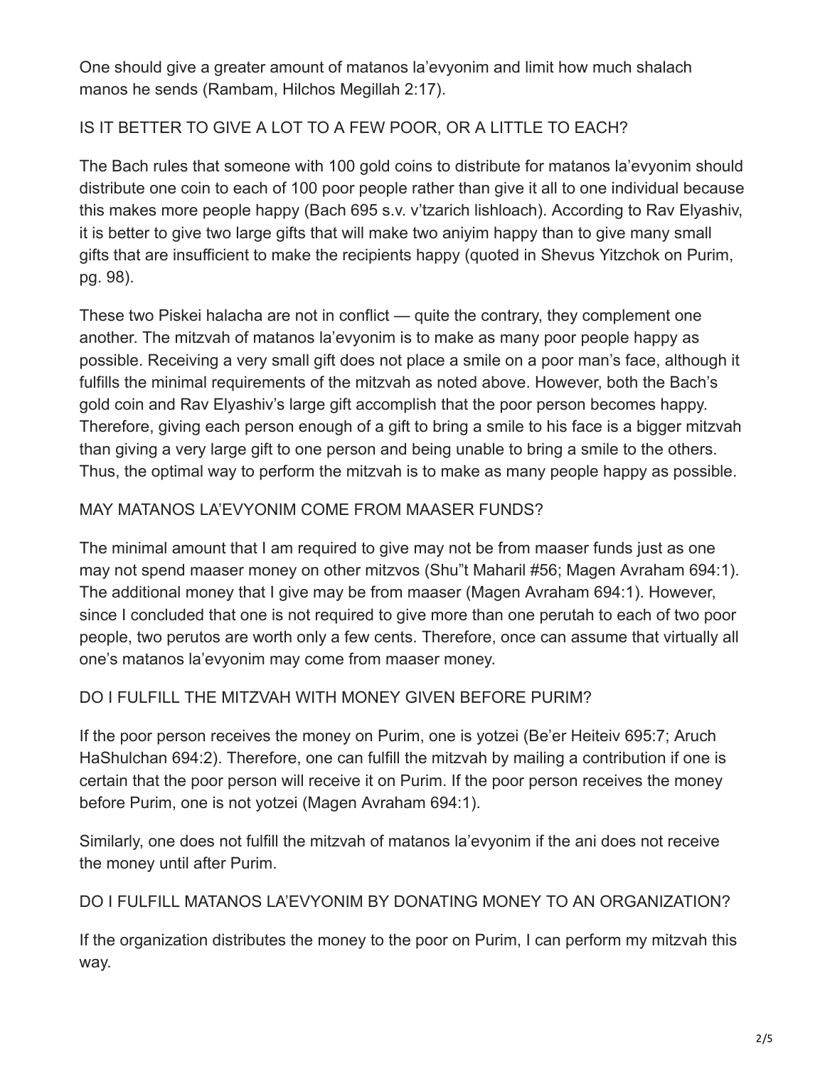One should give a greater amount of matanos la'evyonim and limit how much shalach manos he sends (Rambam, Hilchos Megillah 2:17).

## IS IT BETTER TO GIVE A LOT TO A FEW POOR, OR A LITTLE TO EACH?

The Bach rules that someone with 100 gold coins to distribute for matanos la'evyonim should distribute one coin to each of 100 poor people rather than give it all to one individual because this makes more people happy (Bach 695 s.v. v'tzarich lishloach). According to Rav Elyashiv, it is better to give two large gifts that will make two aniyim happy than to give many small gifts that are insufficient to make the recipients happy (quoted in Shevus Yitzchok on Purim, pg. 98).

These two Piskei halacha are not in conflict — quite the contrary, they complement one another. The mitzvah of matanos la'evyonim is to make as many poor people happy as possible. Receiving a very small gift does not place a smile on a poor man's face, although it fulfills the minimal requirements of the mitzvah as noted above. However, both the Bach's gold coin and Rav Elyashiv's large gift accomplish that the poor person becomes happy. Therefore, giving each person enough of a gift to bring a smile to his face is a bigger mitzvah than giving a very large gift to one person and being unable to bring a smile to the others. Thus, the optimal way to perform the mitzvah is to make as many people happy as possible.

## MAY MATANOS LA'EVYONIM COME FROM MAASER FUNDS?

The minimal amount that I am required to give may not be from maaser funds just as one may not spend maaser money on other mitzvos (Shu"t Maharil #56; Magen Avraham 694:1). The additional money that I give may be from maaser (Magen Avraham 694:1). However, since I concluded that one is not required to give more than one perutah to each of two poor people, two perutos are worth only a few cents. Therefore, once can assume that virtually all one's matanos la'evyonim may come from maaser money.

## DO I FULFILL THE MITZVAH WITH MONEY GIVEN BEFORE PURIM?

If the poor person receives the money on Purim, one is yotzei (Be'er Heiteiv 695:7; Aruch HaShulchan 694:2). Therefore, one can fulfill the mitzvah by mailing a contribution if one is certain that the poor person will receive it on Purim. If the poor person receives the money before Purim, one is not yotzei (Magen Avraham 694:1).

Similarly, one does not fulfill the mitzvah of matanos la'evyonim if the ani does not receive the money until after Purim.

## DO I FULFILL MATANOS LA'EVYONIM BY DONATING MONEY TO AN ORGANIZATION?

If the organization distributes the money to the poor on Purim, I can perform my mitzvah this way.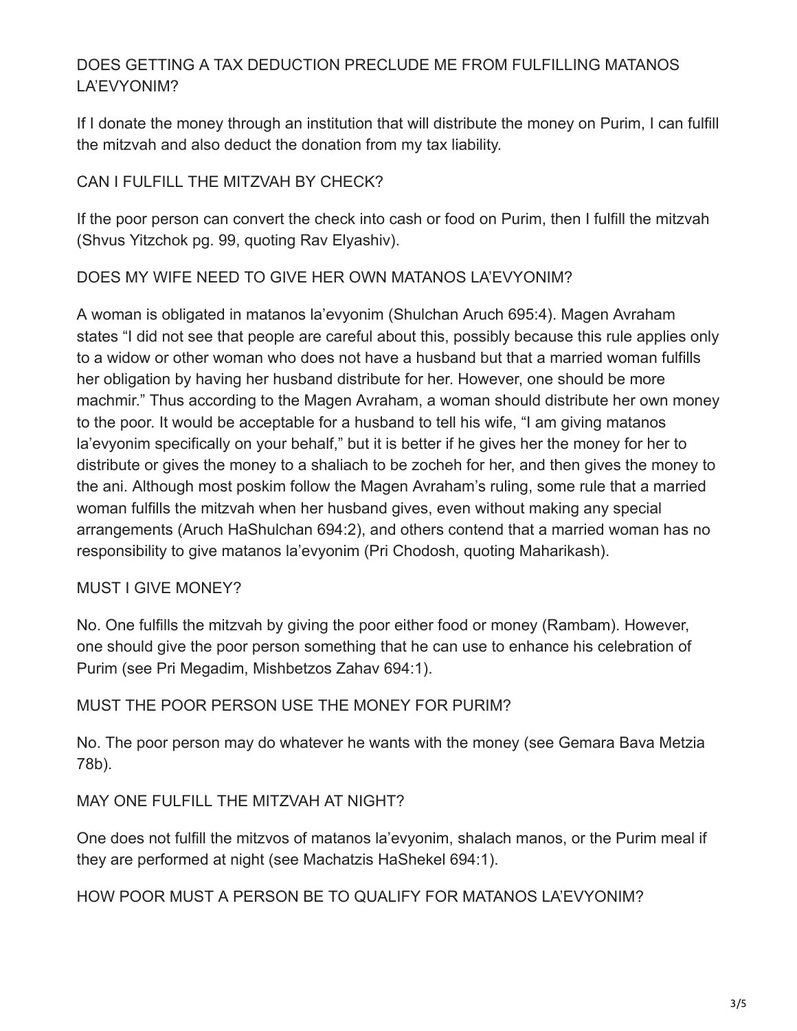## DOES GETTING A TAX DEDUCTION PRECLUDE ME FROM FULFILLING MATANOS LA'EVYONIM?

If I donate the money through an institution that will distribute the money on Purim, I can fulfill the mitzvah and also deduct the donation from my tax liability.

## CAN I FULFILL THE MITZVAH BY CHECK?

If the poor person can convert the check into cash or food on Purim, then I fulfill the mitzvah (Shvus Yitzchok pg. 99, quoting Rav Elyashiv).

## DOES MY WIFE NEED TO GIVE HER OWN MATANOS LA'EVYONIM?

A woman is obligated in matanos la'evyonim (Shulchan Aruch 695:4). Magen Avraham states "I did not see that people are careful about this, possibly because this rule applies only to a widow or other woman who does not have a husband but that a married woman fulfills her obligation by having her husband distribute for her. However, one should be more machmir." Thus according to the Magen Avraham, a woman should distribute her own money to the poor. It would be acceptable for a husband to tell his wife, "I am giving matanos la'evyonim specifically on your behalf," but it is better if he gives her the money for her to distribute or gives the money to a shaliach to be zocheh for her, and then gives the money to the ani. Although most poskim follow the Magen Avraham's ruling, some rule that a married woman fulfills the mitzvah when her husband gives, even without making any special arrangements (Aruch HaShulchan 694:2), and others contend that a married woman has no responsibility to give matanos la'evyonim (Pri Chodosh, quoting Maharikash).

## MUST I GIVE MONEY?

No. One fulfills the mitzvah by giving the poor either food or money (Rambam). However, one should give the poor person something that he can use to enhance his celebration of Purim (see Pri Megadim, Mishbetzos Zahav 694:1).

## MUST THE POOR PERSON USE THE MONEY FOR PURIM?

No. The poor person may do whatever he wants with the money (see Gemara Bava Metzia 78b).

## MAY ONE FULFILL THE MITZVAH AT NIGHT?

One does not fulfill the mitzvos of matanos la'evyonim, shalach manos, or the Purim meal if they are performed at night (see Machatzis HaShekel 694:1).

## HOW POOR MUST A PERSON BE TO QUALIFY FOR MATANOS LA'EVYONIM?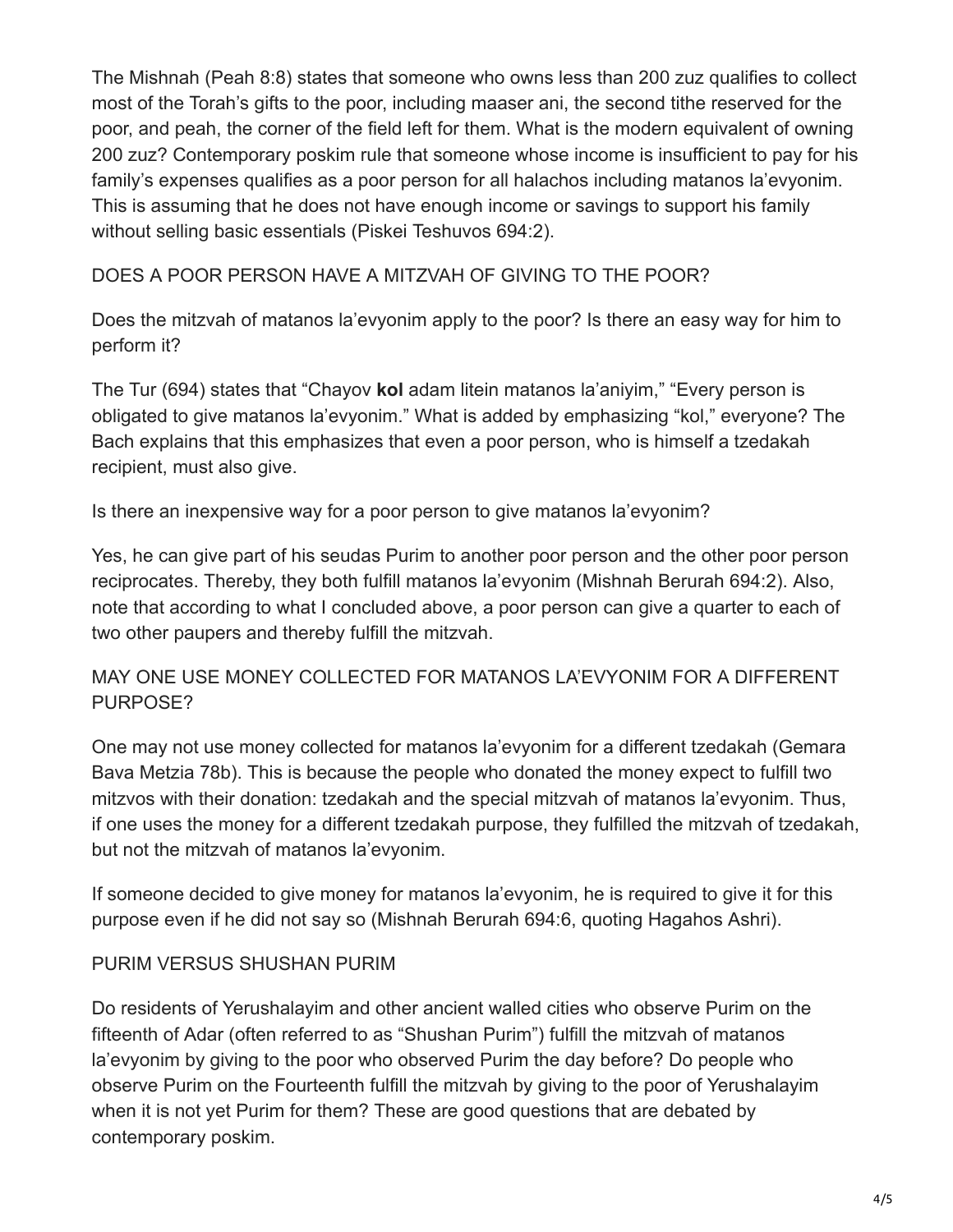The Mishnah (Peah 8:8) states that someone who owns less than 200 zuz qualifies to collect most of the Torah's gifts to the poor, including maaser ani, the second tithe reserved for the poor, and peah, the corner of the field left for them. What is the modern equivalent of owning 200 zuz? Contemporary poskim rule that someone whose income is insufficient to pay for his family's expenses qualifies as a poor person for all halachos including matanos la'evyonim. This is assuming that he does not have enough income or savings to support his family without selling basic essentials (Piskei Teshuvos 694:2).

## DOES A POOR PERSON HAVE A MITZVAH OF GIVING TO THE POOR?

Does the mitzvah of matanos la'evyonim apply to the poor? Is there an easy way for him to perform it?

The Tur (694) states that "Chayov **kol** adam litein matanos la'aniyim," "Every person is obligated to give matanos la'evyonim." What is added by emphasizing "kol," everyone? The Bach explains that this emphasizes that even a poor person, who is himself a tzedakah recipient, must also give.

Is there an inexpensive way for a poor person to give matanos la'evyonim?

Yes, he can give part of his seudas Purim to another poor person and the other poor person reciprocates. Thereby, they both fulfill matanos la'evyonim (Mishnah Berurah 694:2). Also, note that according to what I concluded above, a poor person can give a quarter to each of two other paupers and thereby fulfill the mitzvah.

## MAY ONE USE MONEY COLLECTED FOR MATANOS LA'EVYONIM FOR A DIFFERENT PURPOSE?

One may not use money collected for matanos la'evyonim for a different tzedakah (Gemara Bava Metzia 78b). This is because the people who donated the money expect to fulfill two mitzvos with their donation: tzedakah and the special mitzvah of matanos la'evyonim. Thus, if one uses the money for a different tzedakah purpose, they fulfilled the mitzvah of tzedakah, but not the mitzvah of matanos la'evyonim.

If someone decided to give money for matanos la'evyonim, he is required to give it for this purpose even if he did not say so (Mishnah Berurah 694:6, quoting Hagahos Ashri).

## PURIM VERSUS SHUSHAN PURIM

Do residents of Yerushalayim and other ancient walled cities who observe Purim on the fifteenth of Adar (often referred to as "Shushan Purim") fulfill the mitzvah of matanos la'evyonim by giving to the poor who observed Purim the day before? Do people who observe Purim on the Fourteenth fulfill the mitzvah by giving to the poor of Yerushalayim when it is not yet Purim for them? These are good questions that are debated by contemporary poskim.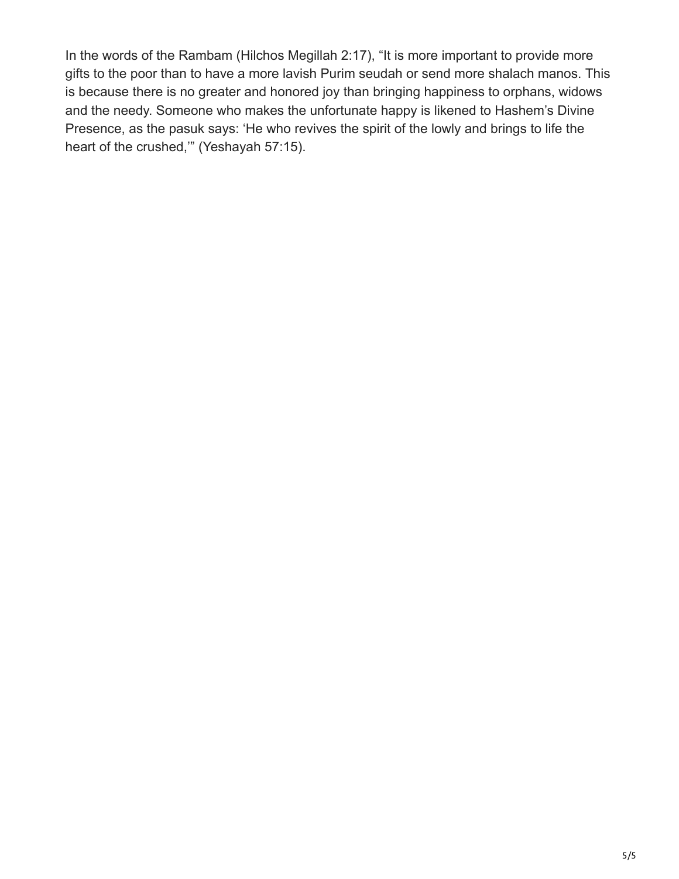In the words of the Rambam (Hilchos Megillah 2:17), “It is more important to provide more gifts to the poor than to have a more lavish Purim seudah or send more shalach manos. This is because there is no greater and honored joy than bringing happiness to orphans, widows and the needy. Someone who makes the unfortunate happy is likened to Hashem’s Divine Presence, as the pasuk says: ‘He who revives the spirit of the lowly and brings to life the heart of the crushed,’” (Yeshayah 57:15).